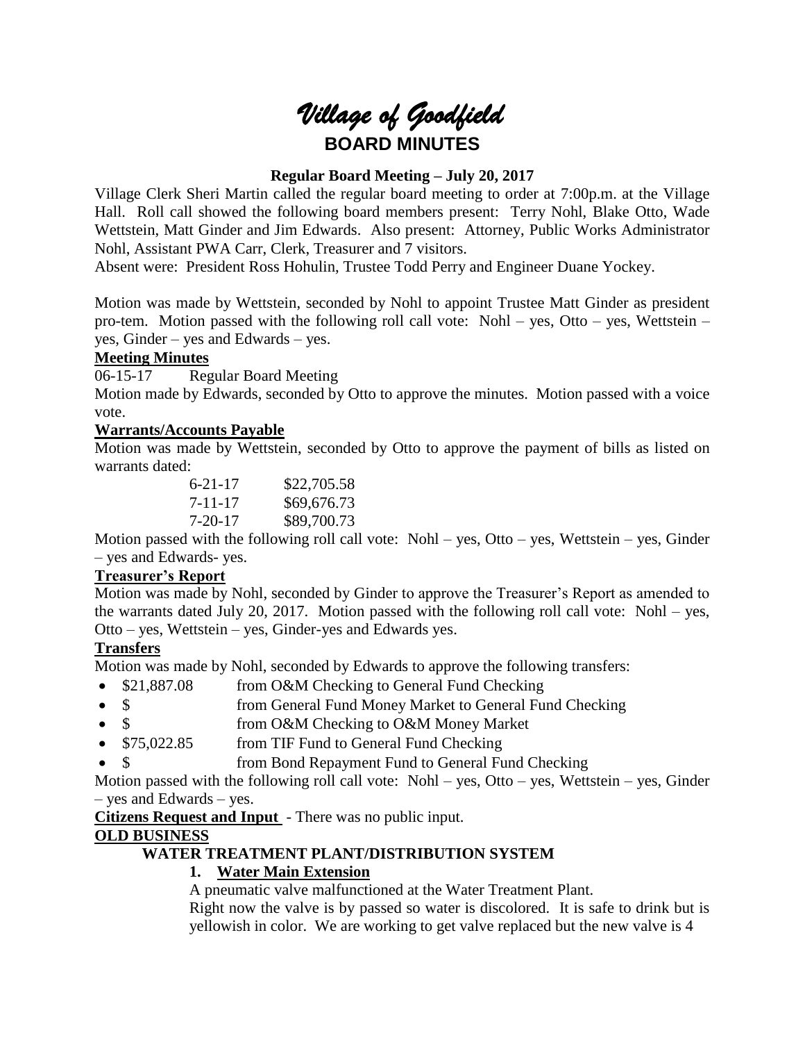# *Village of Goodfield*

## BOARD MINUTES

### Regular Board Meeting – July 20, 2017

Village Clerk Sheri Martin called the regular board meeting to order at 7:00p.m. at the Village Hall. Roll call showed the following board members present: Terry Nohl, Blake Otto, Wade Wettstein, Matt Ginder and Jim Edwards. Also present: Attorney, Public Works Administrator Nohl, Assistant PWA Carr, Clerk, Treasurer and 7 visitors.

Absent were: President Ross Hohulin, Trustee Todd Perry and Engineer Duane Yockey.

Motion was made by Wettstein, seconded by Nohl to appoint Trustee Matt Ginder as president pro-tem. Motion passed with the following roll call vote: Nohl – yes, Otto – yes, Wettstein – yes, Ginder – yes and Edwards – yes.

**Meeting Minutes**

06-15-17 Regular Board Meeting

Motion made by Edwards, seconded by Otto to approve the minutes. Motion passed with a voice vote.

**Warrants/Accounts Payable**

Motion was made by Wettstein, seconded by Otto to approve the payment of bills as listed on warrants dated:

| | |
|---|---|
| 6-21-17 | \$22,705.58 |
| 7-11-17 | \$69,676.73 |
| 7-20-17 | \$89,700.73 |

Motion passed with the following roll call vote: Nohl – yes, Otto – yes, Wettstein – yes, Ginder – yes and Edwards- yes.

**Treasurer's Report**

Motion was made by Nohl, seconded by Ginder to approve the Treasurer's Report as amended to the warrants dated July 20, 2017. Motion passed with the following roll call vote: Nohl – yes, Otto – yes, Wettstein – yes, Ginder-yes and Edwards yes.

**Transfers**

Motion was made by Nohl, seconded by Edwards to approve the following transfers:

- \$21,887.08 from O&M Checking to General Fund Checking
- \$ from General Fund Money Market to General Fund Checking
- \$ from O&M Checking to O&M Money Market
- \$75,022.85 from TIF Fund to General Fund Checking
- \$ from Bond Repayment Fund to General Fund Checking

Motion passed with the following roll call vote: Nohl – yes, Otto – yes, Wettstein – yes, Ginder – yes and Edwards – yes.

**Citizens Request and Input** - There was no public input.

**OLD BUSINESS**

**WATER TREATMENT PLANT/DISTRIBUTION SYSTEM**

1. **Water Main Extension**

   A pneumatic valve malfunctioned at the Water Treatment Plant.
   Right now the valve is by passed so water is discolored. It is safe to drink but is yellowish in color. We are working to get valve replaced but the new valve is 4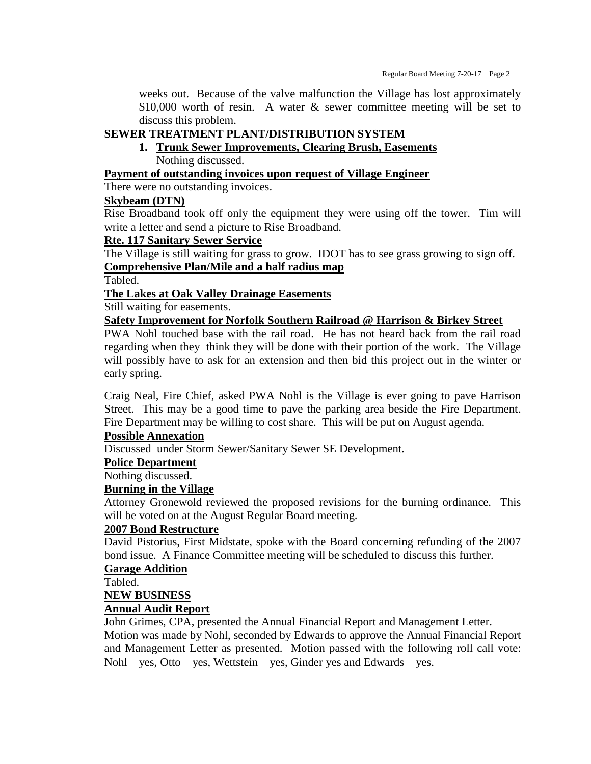weeks out. Because of the valve malfunction the Village has lost approximately $10,000 worth of resin. A water & sewer committee meeting will be set to discuss this problem.

**SEWER TREATMENT PLANT/DISTRIBUTION SYSTEM**

1. **Trunk Sewer Improvements, Clearing Brush, Easements**
   Nothing discussed.

**Payment of outstanding invoices upon request of Village Engineer**

There were no outstanding invoices.

**Skybeam (DTN)**

Rise Broadband took off only the equipment they were using off the tower. Tim will write a letter and send a picture to Rise Broadband.

**Rte. 117 Sanitary Sewer Service**

The Village is still waiting for grass to grow. IDOT has to see grass growing to sign off.

**Comprehensive Plan/Mile and a half radius map**

Tabled.

**The Lakes at Oak Valley Drainage Easements**

Still waiting for easements.

**Safety Improvement for Norfolk Southern Railroad @ Harrison & Birkey Street**

PWA Nohl touched base with the rail road. He has not heard back from the rail road regarding when they think they will be done with their portion of the work. The Village will possibly have to ask for an extension and then bid this project out in the winter or early spring.

Craig Neal, Fire Chief, asked PWA Nohl is the Village is ever going to pave Harrison Street. This may be a good time to pave the parking area beside the Fire Department. Fire Department may be willing to cost share. This will be put on August agenda.

**Possible Annexation**

Discussed under Storm Sewer/Sanitary Sewer SE Development.

**Police Department**

Nothing discussed.

**Burning in the Village**

Attorney Gronewold reviewed the proposed revisions for the burning ordinance. This will be voted on at the August Regular Board meeting.

**2007 Bond Restructure**

David Pistorius, First Midstate, spoke with the Board concerning refunding of the 2007 bond issue. A Finance Committee meeting will be scheduled to discuss this further.

**Garage Addition**

Tabled.

**NEW BUSINESS**

**Annual Audit Report**

John Grimes, CPA, presented the Annual Financial Report and Management Letter.
Motion was made by Nohl, seconded by Edwards to approve the Annual Financial Report and Management Letter as presented. Motion passed with the following roll call vote: Nohl – yes, Otto – yes, Wettstein – yes, Ginder yes and Edwards – yes.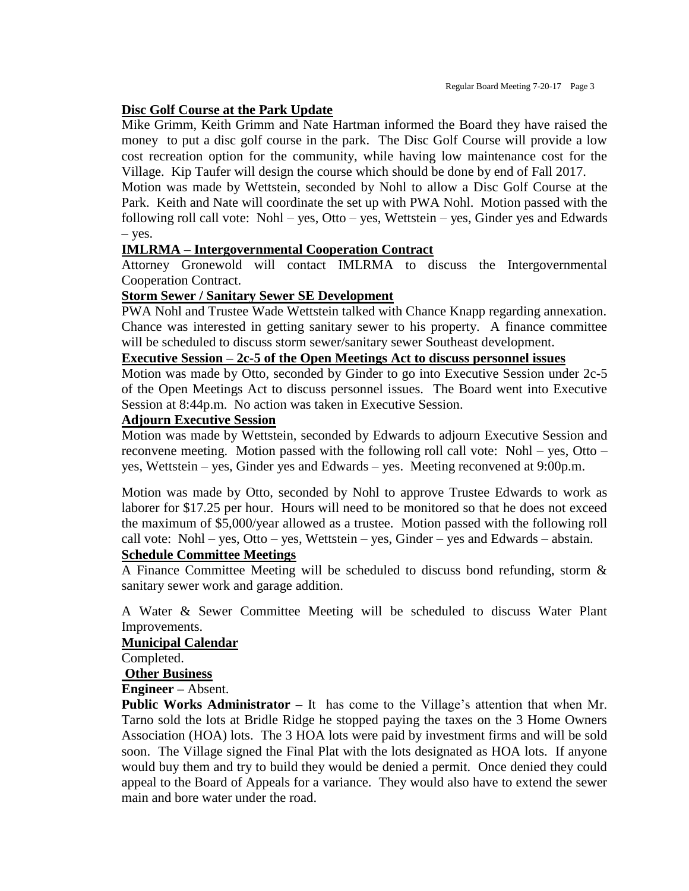**Disc Golf Course at the Park Update**

Mike Grimm, Keith Grimm and Nate Hartman informed the Board they have raised the money to put a disc golf course in the park. The Disc Golf Course will provide a low cost recreation option for the community, while having low maintenance cost for the Village. Kip Taufer will design the course which should be done by end of Fall 2017.

Motion was made by Wettstein, seconded by Nohl to allow a Disc Golf Course at the Park. Keith and Nate will coordinate the set up with PWA Nohl. Motion passed with the following roll call vote: Nohl – yes, Otto – yes, Wettstein – yes, Ginder yes and Edwards – yes.

**IMLRMA – Intergovernmental Cooperation Contract**

Attorney Gronewold will contact IMLRMA to discuss the Intergovernmental Cooperation Contract.

**Storm Sewer / Sanitary Sewer SE Development**

PWA Nohl and Trustee Wade Wettstein talked with Chance Knapp regarding annexation. Chance was interested in getting sanitary sewer to his property. A finance committee will be scheduled to discuss storm sewer/sanitary sewer Southeast development.

**Executive Session – 2c-5 of the Open Meetings Act to discuss personnel issues**

Motion was made by Otto, seconded by Ginder to go into Executive Session under 2c-5 of the Open Meetings Act to discuss personnel issues. The Board went into Executive Session at 8:44p.m. No action was taken in Executive Session.

**Adjourn Executive Session**

Motion was made by Wettstein, seconded by Edwards to adjourn Executive Session and reconvene meeting. Motion passed with the following roll call vote: Nohl – yes, Otto – yes, Wettstein – yes, Ginder yes and Edwards – yes. Meeting reconvened at 9:00p.m.

Motion was made by Otto, seconded by Nohl to approve Trustee Edwards to work as laborer for $17.25 per hour. Hours will need to be monitored so that he does not exceed the maximum of $5,000/year allowed as a trustee. Motion passed with the following roll call vote: Nohl – yes, Otto – yes, Wettstein – yes, Ginder – yes and Edwards – abstain.

**Schedule Committee Meetings**

A Finance Committee Meeting will be scheduled to discuss bond refunding, storm & sanitary sewer work and garage addition.

A Water & Sewer Committee Meeting will be scheduled to discuss Water Plant Improvements.

**Municipal Calendar**

Completed.

**Other Business**

**Engineer –** Absent.

**Public Works Administrator –** It has come to the Village's attention that when Mr. Tarno sold the lots at Bridle Ridge he stopped paying the taxes on the 3 Home Owners Association (HOA) lots. The 3 HOA lots were paid by investment firms and will be sold soon. The Village signed the Final Plat with the lots designated as HOA lots. If anyone would buy them and try to build they would be denied a permit. Once denied they could appeal to the Board of Appeals for a variance. They would also have to extend the sewer main and bore water under the road.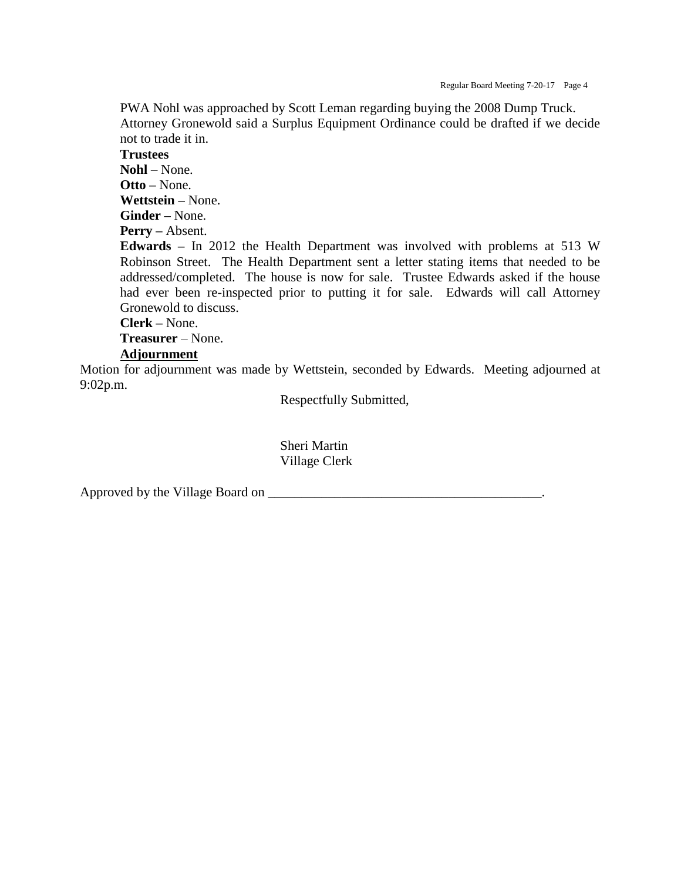PWA Nohl was approached by Scott Leman regarding buying the 2008 Dump Truck. Attorney Gronewold said a Surplus Equipment Ordinance could be drafted if we decide not to trade it in.

**Trustees**

**Nohl** – None.

**Otto –** None.

**Wettstein –** None.

**Ginder –** None.

**Perry –** Absent.

**Edwards –** In 2012 the Health Department was involved with problems at 513 W Robinson Street. The Health Department sent a letter stating items that needed to be addressed/completed. The house is now for sale. Trustee Edwards asked if the house had ever been re-inspected prior to putting it for sale. Edwards will call Attorney Gronewold to discuss.

**Clerk –** None.

**Treasurer** – None.

**Adjournment**

Motion for adjournment was made by Wettstein, seconded by Edwards. Meeting adjourned at 9:02p.m.

Respectfully Submitted,

Sheri Martin
Village Clerk

Approved by the Village Board on \_\_\_\_\_\_\_\_\_\_\_\_\_\_\_\_\_\_\_\_\_\_\_\_\_\_\_\_\_\_\_\_\_\_\_\_\_\_\_\_\_\_.